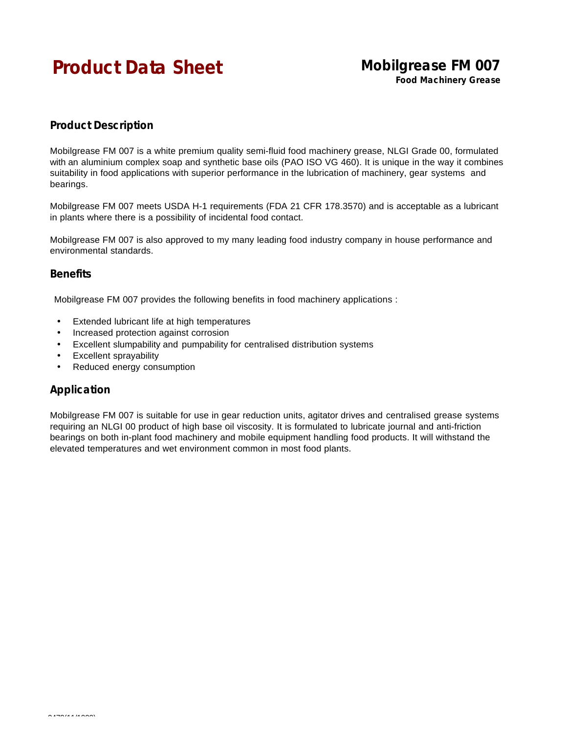# Product Data Sheet

## Mobilgrease FM 007

**Food Machinery Grease**

### Product Description

Mobilgrease FM 007 is a white premium quality semi-fluid food machinery grease, NLGI Grade 00, formulated with an aluminium complex soap and synthetic base oils (PAO ISO VG 460). It is unique in the way it combines suitability in food applications with superior performance in the lubrication of machinery, gear systems and bearings.

Mobilgrease FM 007 meets USDA H-1 requirements (FDA 21 CFR 178.3570) and is acceptable as a lubricant in plants where there is a possibility of incidental food contact.

Mobilgrease FM 007 is also approved to my many leading food industry company in house performance and environmental standards.

### Benefits

Mobilgrease FM 007 provides the following benefits in food machinery applications :

- Extended lubricant life at high temperatures
- Increased protection against corrosion
- Excellent slumpability and pumpability for centralised distribution systems
- Excellent sprayability
- Reduced energy consumption

### Application

Mobilgrease FM 007 is suitable for use in gear reduction units, agitator drives and centralised grease systems requiring an NLGI 00 product of high base oil viscosity. It is formulated to lubricate journal and anti-friction bearings on both in-plant food machinery and mobile equipment handling food products. It will withstand the elevated temperatures and wet environment common in most food plants.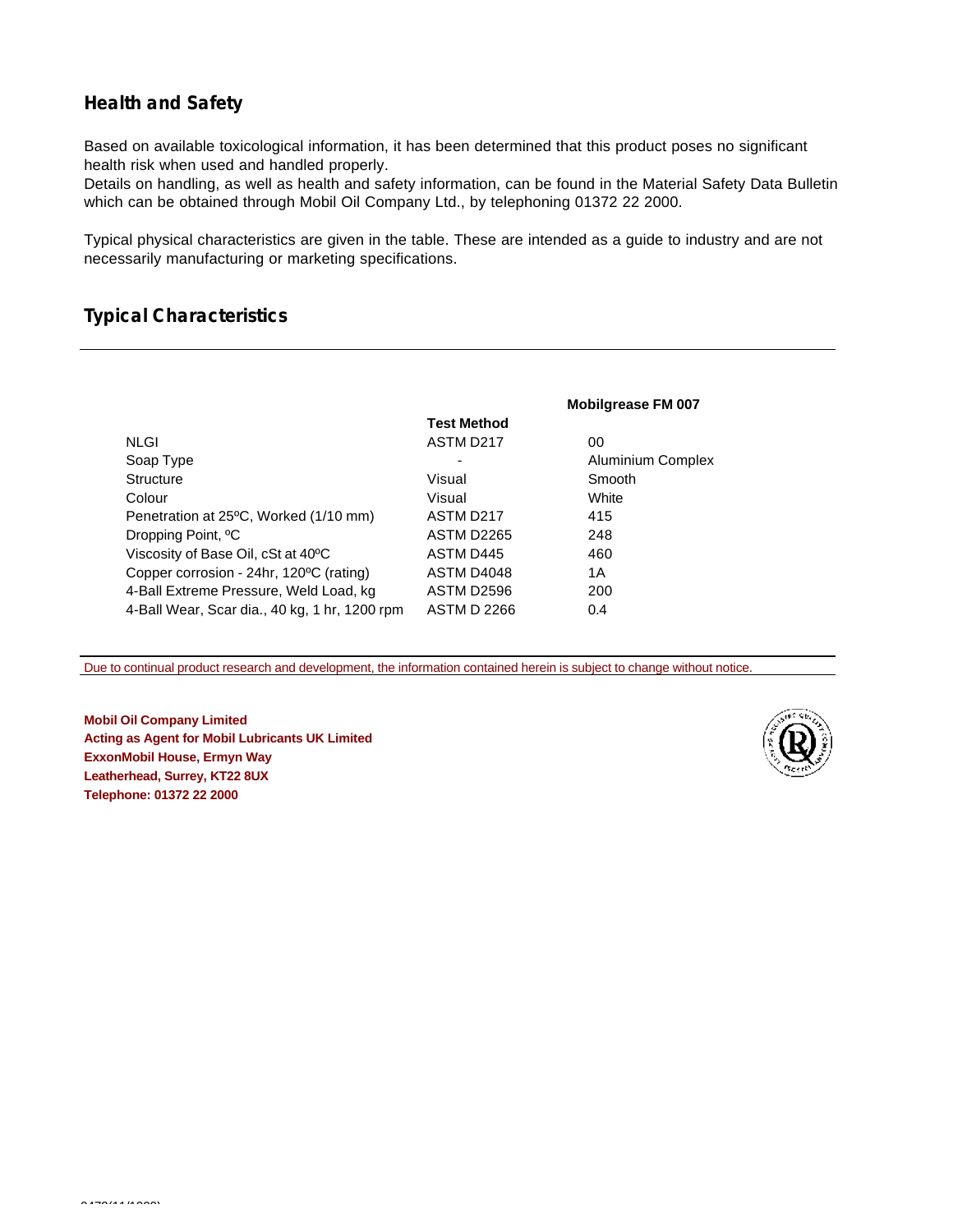## Health and Safety

Based on available toxicological information, it has been determined that this product poses no significant health risk when used and handled properly.
Details on handling, as well as health and safety information, can be found in the Material Safety Data Bulletin which can be obtained through Mobil Oil Company Ltd., by telephoning 01372 22 2000.

Typical physical characteristics are given in the table. These are intended as a guide to industry and are not necessarily manufacturing or marketing specifications.

## Typical Characteristics

| | Test Method | Mobilgrease FM 007 |
|---|---|---|
| NLGI | ASTM D217 | 00 |
| Soap Type | - | Aluminium Complex |
| Structure | Visual | Smooth |
| Colour | Visual | White |
| Penetration at 25ºC, Worked (1/10 mm) | ASTM D217 | 415 |
| Dropping Point, ºC | ASTM D2265 | 248 |
| Viscosity of Base Oil, cSt at 40ºC | ASTM D445 | 460 |
| Copper corrosion - 24hr, 120ºC (rating) | ASTM D4048 | 1A |
| 4-Ball Extreme Pressure, Weld Load, kg | ASTM D2596 | 200 |
| 4-Ball Wear, Scar dia., 40 kg, 1 hr, 1200 rpm | ASTM D 2266 | 0.4 |

Due to continual product research and development, the information contained herein is subject to change without notice.

**Mobil Oil Company Limited**
**Acting as Agent for Mobil Lubricants UK Limited**
**ExxonMobil House, Ermyn Way**
**Leatherhead, Surrey, KT22 8UX**
**Telephone: 01372 22 2000**